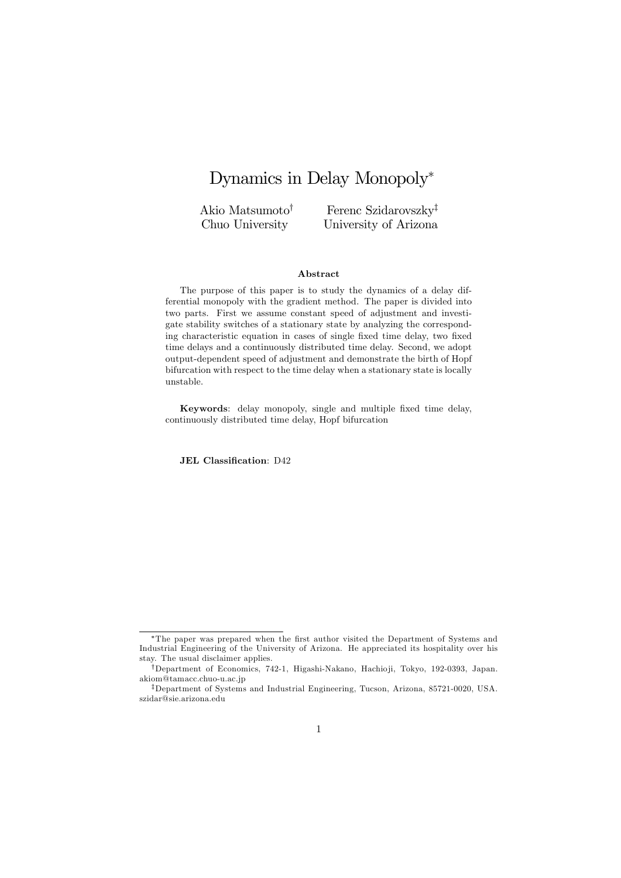# Dynamics in Delay Monopoly*

Akio Matsumoto† 
Chuo University

Ferenc Szidarovszky‡ 
University of Arizona

### Abstract

The purpose of this paper is to study the dynamics of a delay differential monopoly with the gradient method. The paper is divided into two parts. First we assume constant speed of adjustment and investigate stability switches of a stationary state by analyzing the corresponding characteristic equation in cases of single fixed time delay, two fixed time delays and a continuously distributed time delay. Second, we adopt output-dependent speed of adjustment and demonstrate the birth of Hopf bifurcation with respect to the time delay when a stationary state is locally unstable.

**Keywords**: delay monopoly, single and multiple fixed time delay, continuously distributed time delay, Hopf bifurcation

**JEL Classification**: D42

---

*The paper was prepared when the first author visited the Department of Systems and Industrial Engineering of the University of Arizona. He appreciated its hospitality over his stay. The usual disclaimer applies.

†Department of Economics, 742-1, Higashi-Nakano, Hachioji, Tokyo, 192-0393, Japan. akiom@tamacc.chuo-u.ac.jp

‡Department of Systems and Industrial Engineering, Tucson, Arizona, 85721-0020, USA. szidar@sie.arizona.edu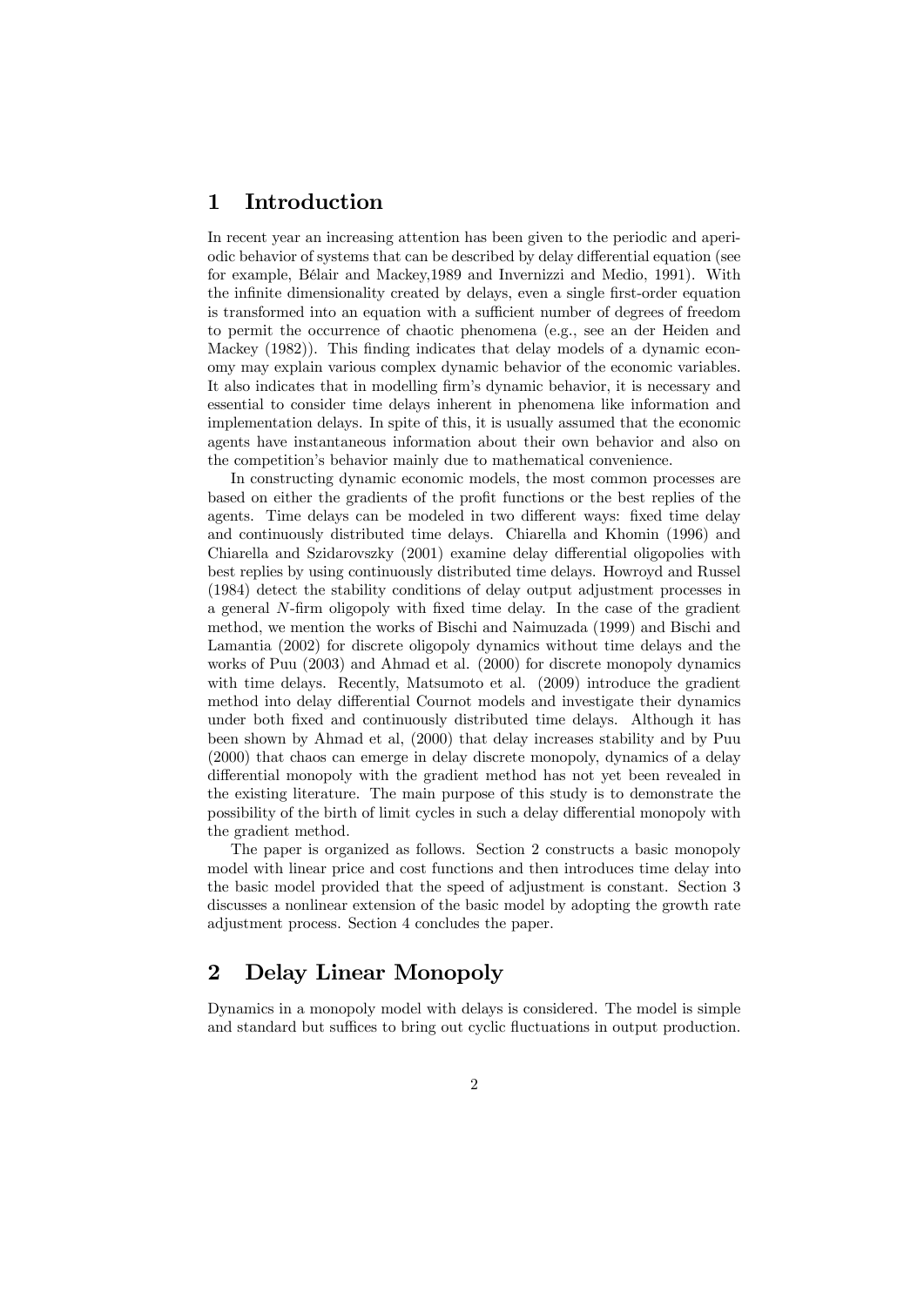# 1 Introduction

In recent year an increasing attention has been given to the periodic and aperiodic behavior of systems that can be described by delay differential equation (see for example, Bélair and Mackey,1989 and Invernizzi and Medio, 1991). With the infinite dimensionality created by delays, even a single first-order equation is transformed into an equation with a sufficient number of degrees of freedom to permit the occurrence of chaotic phenomena (e.g., see an der Heiden and Mackey (1982)). This finding indicates that delay models of a dynamic economy may explain various complex dynamic behavior of the economic variables. It also indicates that in modelling firm's dynamic behavior, it is necessary and essential to consider time delays inherent in phenomena like information and implementation delays. In spite of this, it is usually assumed that the economic agents have instantaneous information about their own behavior and also on the competition's behavior mainly due to mathematical convenience.

In constructing dynamic economic models, the most common processes are based on either the gradients of the profit functions or the best replies of the agents. Time delays can be modeled in two different ways: fixed time delay and continuously distributed time delays. Chiarella and Khomin (1996) and Chiarella and Szidarovszky (2001) examine delay differential oligopolies with best replies by using continuously distributed time delays. Howroyd and Russel (1984) detect the stability conditions of delay output adjustment processes in a general $N$-firm oligopoly with fixed time delay. In the case of the gradient method, we mention the works of Bischi and Naimuzada (1999) and Bischi and Lamantia (2002) for discrete oligopoly dynamics without time delays and the works of Puu (2003) and Ahmad et al. (2000) for discrete monopoly dynamics with time delays. Recently, Matsumoto et al. (2009) introduce the gradient method into delay differential Cournot models and investigate their dynamics under both fixed and continuously distributed time delays. Although it has been shown by Ahmad et al, (2000) that delay increases stability and by Puu (2000) that chaos can emerge in delay discrete monopoly, dynamics of a delay differential monopoly with the gradient method has not yet been revealed in the existing literature. The main purpose of this study is to demonstrate the possibility of the birth of limit cycles in such a delay differential monopoly with the gradient method.

The paper is organized as follows. Section 2 constructs a basic monopoly model with linear price and cost functions and then introduces time delay into the basic model provided that the speed of adjustment is constant. Section 3 discusses a nonlinear extension of the basic model by adopting the growth rate adjustment process. Section 4 concludes the paper.

# 2 Delay Linear Monopoly

Dynamics in a monopoly model with delays is considered. The model is simple and standard but suffices to bring out cyclic fluctuations in output production.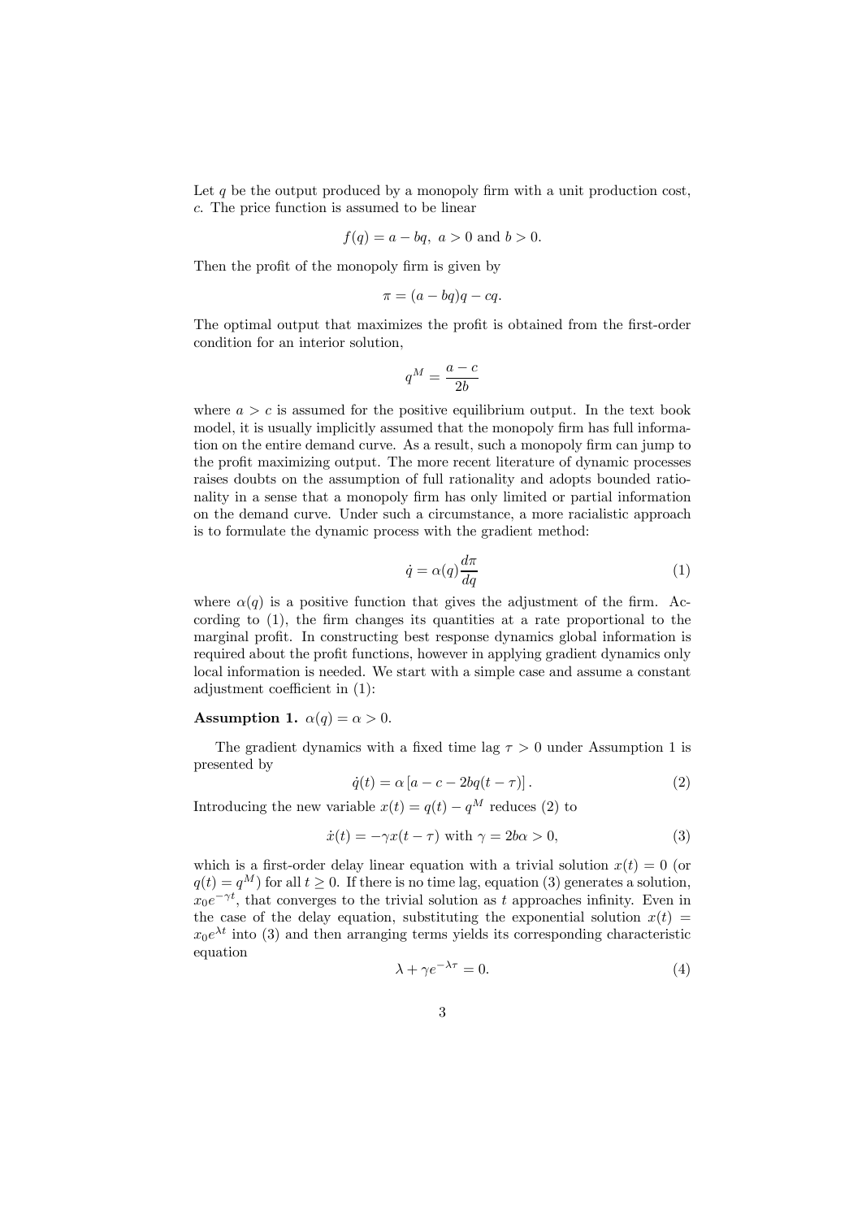Let $q$ be the output produced by a monopoly firm with a unit production cost, $c$. The price function is assumed to be linear

$$f(q) = a - bq, \ a > 0 \text{ and } b > 0.$$

Then the profit of the monopoly firm is given by

$$\pi = (a - bq)q - cq.$$

The optimal output that maximizes the profit is obtained from the first-order condition for an interior solution,

$$q^M = \frac{a - c}{2b}$$

where $a > c$ is assumed for the positive equilibrium output. In the text book model, it is usually implicitly assumed that the monopoly firm has full information on the entire demand curve. As a result, such a monopoly firm can jump to the profit maximizing output. The more recent literature of dynamic processes raises doubts on the assumption of full rationality and adopts bounded rationality in a sense that a monopoly firm has only limited or partial information on the demand curve. Under such a circumstance, a more racialistic approach is to formulate the dynamic process with the gradient method:

$$\dot{q} = \alpha(q)\frac{d\pi}{dq} \tag{1}$$

where $\alpha(q)$ is a positive function that gives the adjustment of the firm. According to (1), the firm changes its quantities at a rate proportional to the marginal profit. In constructing best response dynamics global information is required about the profit functions, however in applying gradient dynamics only local information is needed. We start with a simple case and assume a constant adjustment coefficient in (1):

**Assumption 1.** $\alpha(q) = \alpha > 0.$

The gradient dynamics with a fixed time lag $\tau > 0$ under Assumption 1 is presented by

$$\dot{q}(t) = \alpha\left[a - c - 2bq(t - \tau)\right]. \tag{2}$$

Introducing the new variable $x(t) = q(t) - q^M$ reduces (2) to

$$\dot{x}(t) = -\gamma x(t - \tau) \text{ with } \gamma = 2b\alpha > 0, \tag{3}$$

which is a first-order delay linear equation with a trivial solution $x(t) = 0$ (or $q(t) = q^M$) for all $t \geq 0$. If there is no time lag, equation (3) generates a solution, $x_0 e^{-\gamma t}$, that converges to the trivial solution as $t$ approaches infinity. Even in the case of the delay equation, substituting the exponential solution $x(t) = x_0 e^{\lambda t}$ into (3) and then arranging terms yields its corresponding characteristic equation

$$\lambda + \gamma e^{-\lambda \tau} = 0. \tag{4}$$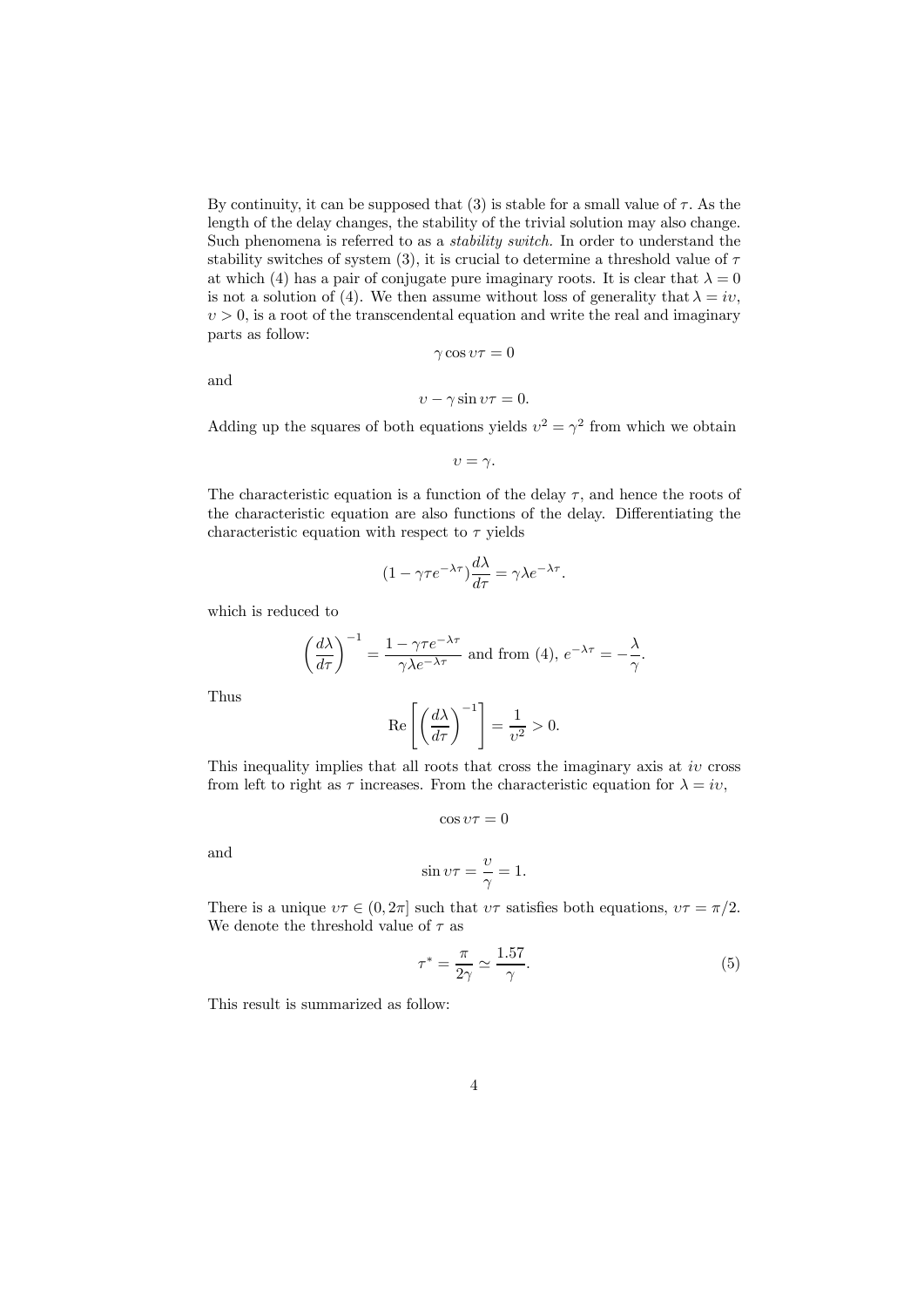By continuity, it can be supposed that (3) is stable for a small value of $\tau$. As the length of the delay changes, the stability of the trivial solution may also change. Such phenomena is referred to as a *stability switch*. In order to understand the stability switches of system (3), it is crucial to determine a threshold value of $\tau$ at which (4) has a pair of conjugate pure imaginary roots. It is clear that $\lambda = 0$ is not a solution of (4). We then assume without loss of generality that $\lambda = i\upsilon$, $\upsilon > 0$, is a root of the transcendental equation and write the real and imaginary parts as follow:

$$\gamma \cos \upsilon\tau = 0$$

and

$$\upsilon - \gamma \sin \upsilon\tau = 0.$$

Adding up the squares of both equations yields $\upsilon^2 = \gamma^2$ from which we obtain

$$\upsilon = \gamma.$$

The characteristic equation is a function of the delay $\tau$, and hence the roots of the characteristic equation are also functions of the delay. Differentiating the characteristic equation with respect to $\tau$ yields

$$(1 - \gamma\tau e^{-\lambda\tau})\frac{d\lambda}{d\tau} = \gamma\lambda e^{-\lambda\tau}.$$

which is reduced to

$$\left(\frac{d\lambda}{d\tau}\right)^{-1} = \frac{1 - \gamma\tau e^{-\lambda\tau}}{\gamma\lambda e^{-\lambda\tau}} \text{ and from (4), } e^{-\lambda\tau} = -\frac{\lambda}{\gamma}.$$

Thus

$$\operatorname{Re}\left[\left(\frac{d\lambda}{d\tau}\right)^{-1}\right] = \frac{1}{\upsilon^2} > 0.$$

This inequality implies that all roots that cross the imaginary axis at $i\upsilon$ cross from left to right as $\tau$ increases. From the characteristic equation for $\lambda = i\upsilon$,

$$\cos \upsilon\tau = 0$$

and

$$\sin \upsilon\tau = \frac{\upsilon}{\gamma} = 1.$$

There is a unique $\upsilon\tau \in (0, 2\pi]$ such that $\upsilon\tau$ satisfies both equations, $\upsilon\tau = \pi/2$. We denote the threshold value of $\tau$ as

$$\tau^* = \frac{\pi}{2\gamma} \simeq \frac{1.57}{\gamma}. \tag{5}$$

This result is summarized as follow: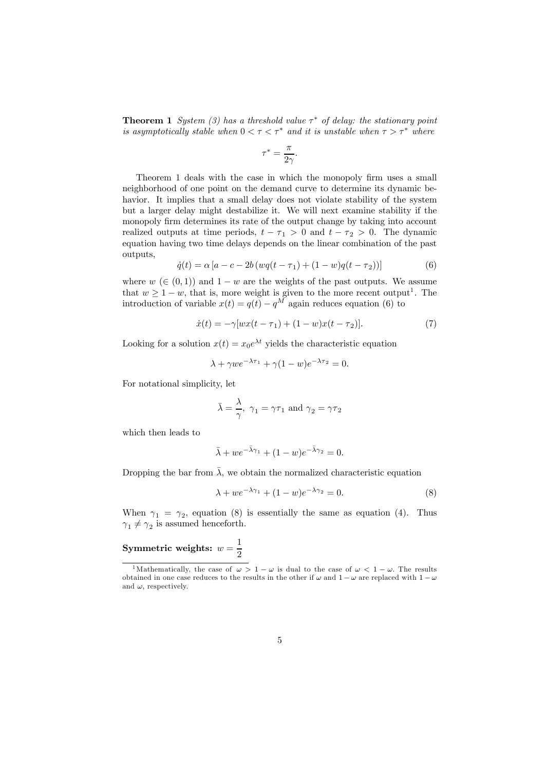**Theorem 1** *System (3) has a threshold value $\tau^*$ of delay: the stationary point is asymptotically stable when $0 < \tau < \tau^*$ and it is unstable when $\tau > \tau^*$ where*

$$\tau^* = \frac{\pi}{2\gamma}.$$

Theorem 1 deals with the case in which the monopoly firm uses a small neighborhood of one point on the demand curve to determine its dynamic behavior. It implies that a small delay does not violate stability of the system but a larger delay might destabilize it. We will next examine stability if the monopoly firm determines its rate of the output change by taking into account realized outputs at time periods, $t - \tau_1 > 0$ and $t - \tau_2 > 0$. The dynamic equation having two time delays depends on the linear combination of the past outputs,

$$\dot{q}(t) = \alpha \left[ a - c - 2b \left( wq(t - \tau_1) + (1 - w)q(t - \tau_2) \right) \right] \tag{6}$$

where $w$ ($\in (0, 1)$) and $1 - w$ are the weights of the past outputs. We assume that $w \geq 1 - w$, that is, more weight is given to the more recent output[1]. The introduction of variable $x(t) = q(t) - q^M$ again reduces equation (6) to

$$\dot{x}(t) = -\gamma[wx(t - \tau_1) + (1 - w)x(t - \tau_2)]. \tag{7}$$

Looking for a solution $x(t) = x_0 e^{\lambda t}$ yields the characteristic equation

$$\lambda + \gamma w e^{-\lambda \tau_1} + \gamma(1 - w)e^{-\lambda \tau_2} = 0.$$

For notational simplicity, let

$$\bar{\lambda} = \frac{\lambda}{\gamma}, \ \gamma_1 = \gamma \tau_1 \text{ and } \gamma_2 = \gamma \tau_2$$

which then leads to

$$\bar{\lambda} + w e^{-\bar{\lambda} \gamma_1} + (1 - w)e^{-\bar{\lambda} \gamma_2} = 0.$$

Dropping the bar from $\bar{\lambda}$, we obtain the normalized characteristic equation

$$\lambda + w e^{-\lambda \gamma_1} + (1 - w)e^{-\lambda \gamma_2} = 0. \tag{8}$$

When $\gamma_1 = \gamma_2$, equation (8) is essentially the same as equation (4). Thus $\gamma_1 \neq \gamma_2$ is assumed henceforth.

**Symmetric weights:** $w = \dfrac{1}{2}$

[1] Mathematically, the case of $\omega > 1 - \omega$ is dual to the case of $\omega < 1 - \omega$. The results obtained in one case reduces to the results in the other if $\omega$ and $1 - \omega$ are replaced with $1 - \omega$ and $\omega$, respectively.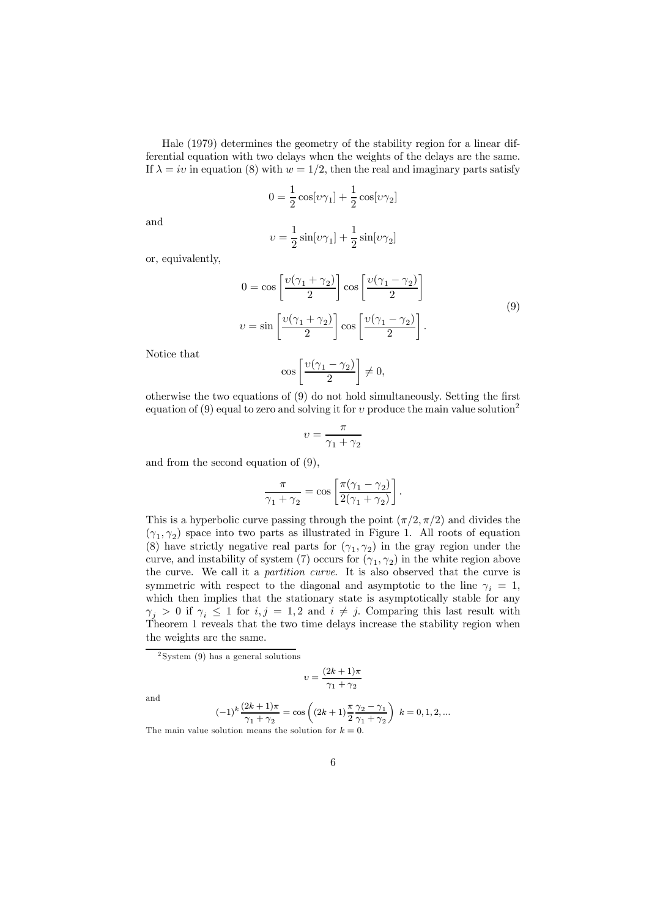Hale (1979) determines the geometry of the stability region for a linear differential equation with two delays when the weights of the delays are the same. If $\lambda = i\upsilon$ in equation (8) with $w = 1/2$, then the real and imaginary parts satisfy

$$0 = \frac{1}{2}\cos[\upsilon\gamma_1] + \frac{1}{2}\cos[\upsilon\gamma_2]$$

and

$$\upsilon = \frac{1}{2}\sin[\upsilon\gamma_1] + \frac{1}{2}\sin[\upsilon\gamma_2]$$

or, equivalently,

$$\begin{aligned} 0 &= \cos\left[\frac{\upsilon(\gamma_1+\gamma_2)}{2}\right]\cos\left[\frac{\upsilon(\gamma_1-\gamma_2)}{2}\right] \\ \upsilon &= \sin\left[\frac{\upsilon(\gamma_1+\gamma_2)}{2}\right]\cos\left[\frac{\upsilon(\gamma_1-\gamma_2)}{2}\right]. \end{aligned} \tag{9}$$

Notice that

$$\cos\left[\frac{\upsilon(\gamma_1-\gamma_2)}{2}\right] \neq 0,$$

otherwise the two equations of (9) do not hold simultaneously. Setting the first equation of (9) equal to zero and solving it for $\upsilon$ produce the main value solution[2]

$$\upsilon = \frac{\pi}{\gamma_1+\gamma_2}$$

and from the second equation of (9),

$$\frac{\pi}{\gamma_1+\gamma_2} = \cos\left[\frac{\pi(\gamma_1-\gamma_2)}{2(\gamma_1+\gamma_2)}\right].$$

This is a hyperbolic curve passing through the point $(\pi/2, \pi/2)$ and divides the $(\gamma_1, \gamma_2)$ space into two parts as illustrated in Figure 1. All roots of equation (8) have strictly negative real parts for $(\gamma_1, \gamma_2)$ in the gray region under the curve, and instability of system (7) occurs for $(\gamma_1, \gamma_2)$ in the white region above the curve. We call it a *partition curve*. It is also observed that the curve is symmetric with respect to the diagonal and asymptotic to the line $\gamma_i = 1$, which then implies that the stationary state is asymptotically stable for any $\gamma_j > 0$ if $\gamma_i \leq 1$ for $i, j = 1, 2$ and $i \neq j$. Comparing this last result with Theorem 1 reveals that the two time delays increase the stability region when the weights are the same.

[2] System (9) has a general solutions

$$\upsilon = \frac{(2k+1)\pi}{\gamma_1+\gamma_2}$$

and

$$(-1)^k\frac{(2k+1)\pi}{\gamma_1+\gamma_2} = \cos\left((2k+1)\frac{\pi}{2}\frac{\gamma_2-\gamma_1}{\gamma_1+\gamma_2}\right) \quad k = 0, 1, 2, ...$$

The main value solution means the solution for $k = 0$.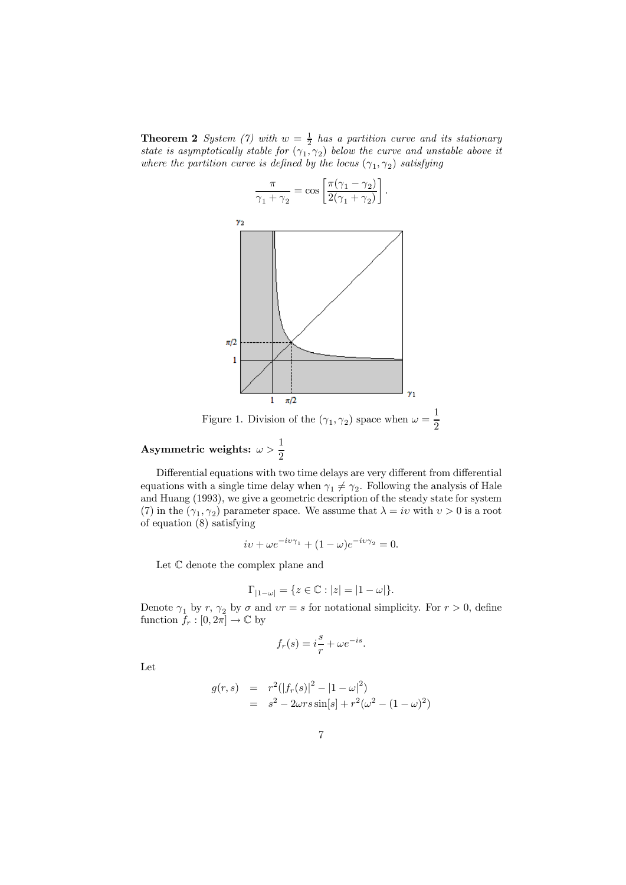**Theorem 2** *System (7) with $w = \frac{1}{2}$ has a partition curve and its stationary state is asymptotically stable for $(\gamma_1, \gamma_2)$ below the curve and unstable above it where the partition curve is defined by the locus $(\gamma_1, \gamma_2)$ satisfying*

$$\frac{\pi}{\gamma_1 + \gamma_2} = \cos\left[\frac{\pi(\gamma_1 - \gamma_2)}{2(\gamma_1 + \gamma_2)}\right].$$

Figure 1. Division of the $(\gamma_1, \gamma_2)$ space when $\omega = \dfrac{1}{2}$

**Asymmetric weights:** $\omega > \dfrac{1}{2}$

Differential equations with two time delays are very different from differential equations with a single time delay when $\gamma_1 \neq \gamma_2$. Following the analysis of Hale and Huang (1993), we give a geometric description of the steady state for system (7) in the $(\gamma_1, \gamma_2)$ parameter space. We assume that $\lambda = i\upsilon$ with $\upsilon > 0$ is a root of equation (8) satisfying

$$i\upsilon + \omega e^{-i\upsilon\gamma_1} + (1 - \omega)e^{-i\upsilon\gamma_2} = 0.$$

Let $\mathbb{C}$ denote the complex plane and

$$\Gamma_{|1-\omega|} = \{z \in \mathbb{C} : |z| = |1 - \omega|\}.$$

Denote $\gamma_1$ by $r$, $\gamma_2$ by $\sigma$ and $\upsilon r = s$ for notational simplicity. For $r > 0$, define function $f_r : [0, 2\pi] \to \mathbb{C}$ by

$$f_r(s) = i\frac{s}{r} + \omega e^{-is}.$$

Let

$$\begin{aligned} g(r, s) &= r^2(|f_r(s)|^2 - |1 - \omega|^2) \\ &= s^2 - 2\omega rs \sin[s] + r^2(\omega^2 - (1 - \omega)^2) \end{aligned}$$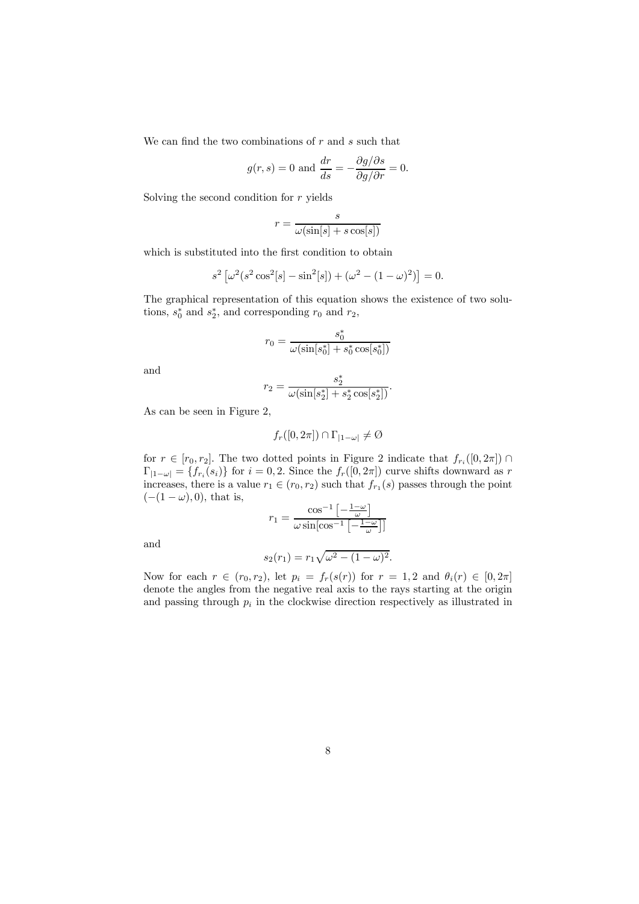We can find the two combinations of $r$ and $s$ such that

$$g(r,s) = 0 \text{ and } \frac{dr}{ds} = -\frac{\partial g/\partial s}{\partial g/\partial r} = 0.$$

Solving the second condition for $r$ yields

$$r = \frac{s}{\omega(\sin[s] + s\cos[s])}$$

which is substituted into the first condition to obtain

$$s^2\left[\omega^2(s^2\cos^2[s] - \sin^2[s]) + (\omega^2 - (1-\omega)^2)\right] = 0.$$

The graphical representation of this equation shows the existence of two solutions, $s_0^*$ and $s_2^*$, and corresponding $r_0$ and $r_2$,

$$r_0 = \frac{s_0^*}{\omega(\sin[s_0^*] + s_0^*\cos[s_0^*])}$$

and

$$r_2 = \frac{s_2^*}{\omega(\sin[s_2^*] + s_2^*\cos[s_2^*])}.$$

As can be seen in Figure 2,

$$f_r([0,2\pi]) \cap \Gamma_{|1-\omega|} \neq \emptyset$$

for $r \in [r_0, r_2]$. The two dotted points in Figure 2 indicate that $f_{r_i}([0,2\pi]) \cap \Gamma_{|1-\omega|} = \{f_{r_i}(s_i)\}$ for $i = 0, 2$. Since the $f_r([0,2\pi])$ curve shifts downward as $r$ increases, there is a value $r_1 \in (r_0, r_2)$ such that $f_{r_1}(s)$ passes through the point $(-(1-\omega), 0)$, that is,

$$r_1 = \frac{\cos^{-1}\left[-\frac{1-\omega}{\omega}\right]}{\omega\sin[\cos^{-1}\left[-\frac{1-\omega}{\omega}\right]]}$$

and

$$s_2(r_1) = r_1\sqrt{\omega^2 - (1-\omega)^2}.$$

Now for each $r \in (r_0, r_2)$, let $p_i = f_r(s(r))$ for $r = 1, 2$ and $\theta_i(r) \in [0, 2\pi]$ denote the angles from the negative real axis to the rays starting at the origin and passing through $p_i$ in the clockwise direction respectively as illustrated in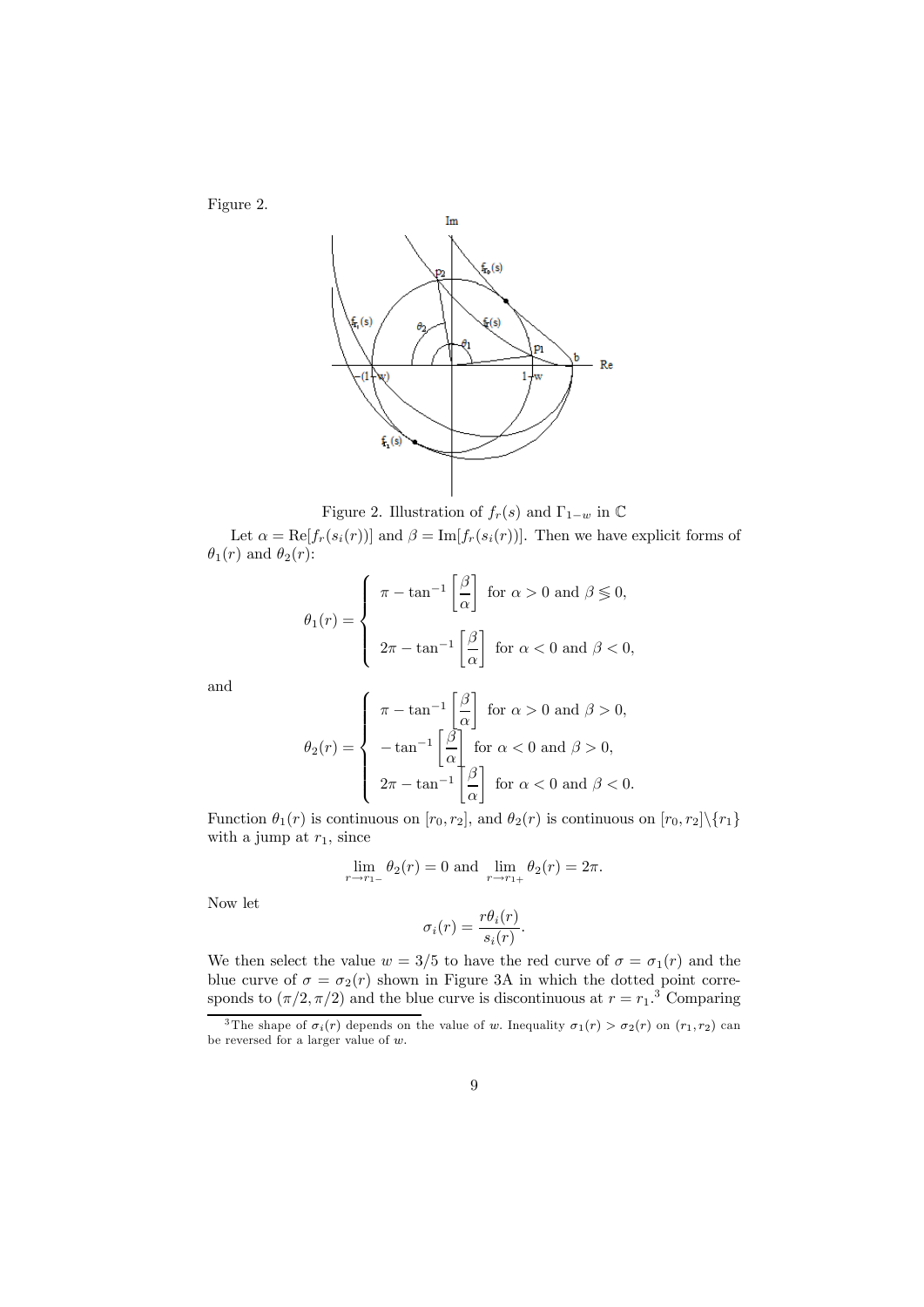Figure 2.

Figure 2. Illustration of $f_r(s)$ and $\Gamma_{1-w}$ in $\mathbb{C}$

Let $\alpha = \text{Re}[f_r(s_i(r))]$ and $\beta = \text{Im}[f_r(s_i(r))]$. Then we have explicit forms of $\theta_1(r)$ and $\theta_2(r)$:

$$\theta_1(r) = \begin{cases} \pi - \tan^{-1}\left[\dfrac{\beta}{\alpha}\right] \text{ for } \alpha > 0 \text{ and } \beta \lesseqgtr 0, \\ \\ 2\pi - \tan^{-1}\left[\dfrac{\beta}{\alpha}\right] \text{ for } \alpha < 0 \text{ and } \beta < 0, \end{cases}$$

and

$$\theta_2(r) = \begin{cases} \pi - \tan^{-1}\left[\dfrac{\beta}{\alpha}\right] \text{ for } \alpha > 0 \text{ and } \beta > 0, \\ -\tan^{-1}\left[\dfrac{\beta}{\alpha}\right] \text{ for } \alpha < 0 \text{ and } \beta > 0, \\ 2\pi - \tan^{-1}\left[\dfrac{\beta}{\alpha}\right] \text{ for } \alpha < 0 \text{ and } \beta < 0. \end{cases}$$

Function $\theta_1(r)$ is continuous on $[r_0, r_2]$, and $\theta_2(r)$ is continuous on $[r_0, r_2]\backslash\{r_1\}$ with a jump at $r_1$, since

$$\lim_{r \to r_{1-}} \theta_2(r) = 0 \text{ and } \lim_{r \to r_{1+}} \theta_2(r) = 2\pi.$$

Now let

$$\sigma_i(r) = \frac{r\theta_i(r)}{s_i(r)}.$$

We then select the value $w = 3/5$ to have the red curve of $\sigma = \sigma_1(r)$ and the blue curve of $\sigma = \sigma_2(r)$ shown in Figure 3A in which the dotted point corresponds to $(\pi/2, \pi/2)$ and the blue curve is discontinuous at $r = r_1$.[3] Comparing

[3] The shape of $\sigma_i(r)$ depends on the value of $w$. Inequality $\sigma_1(r) > \sigma_2(r)$ on $(r_1, r_2)$ can be reversed for a larger value of $w$.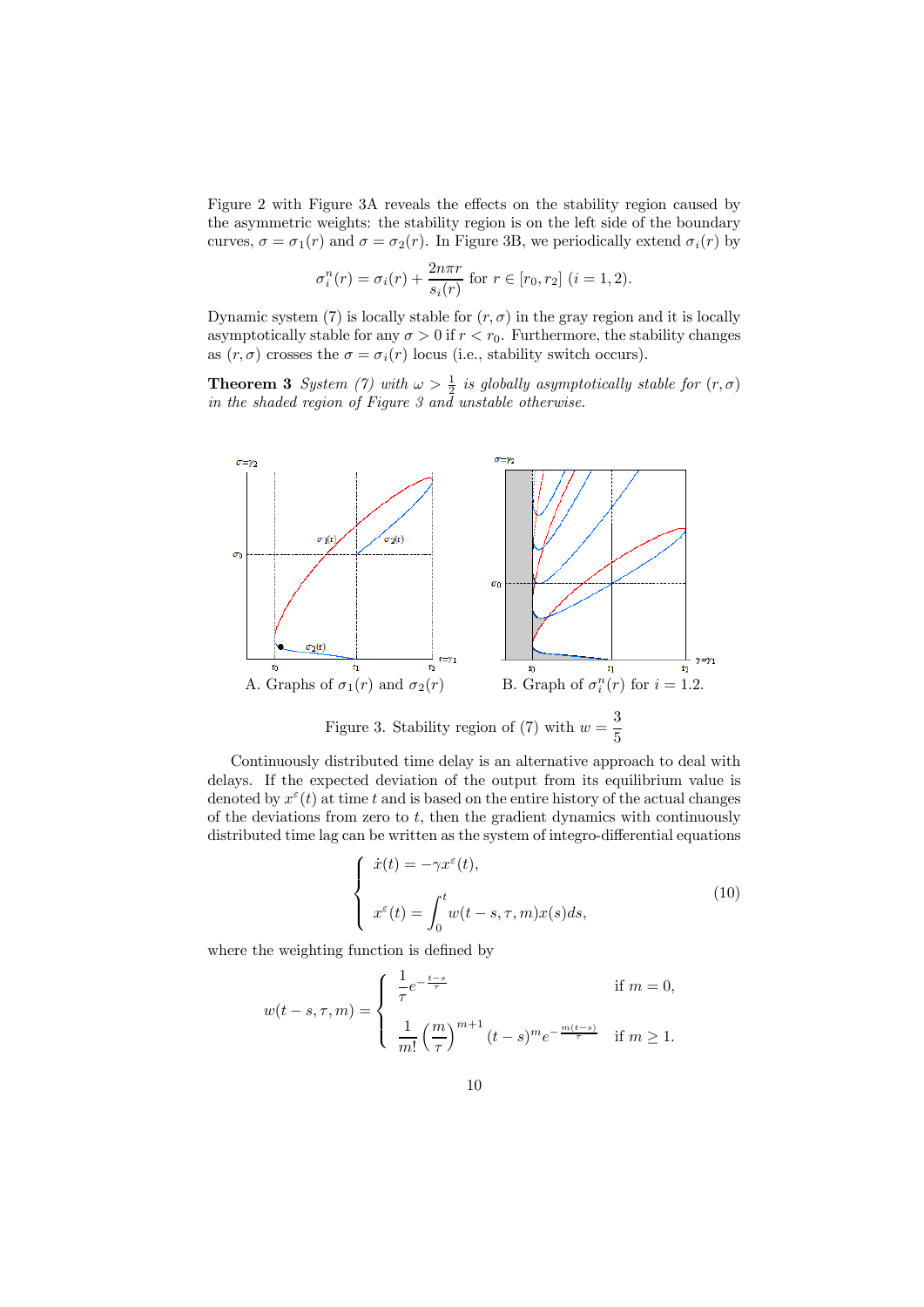Figure 2 with Figure 3A reveals the effects on the stability region caused by the asymmetric weights: the stability region is on the left side of the boundary curves, $\sigma = \sigma_1(r)$ and $\sigma = \sigma_2(r)$. In Figure 3B, we periodically extend $\sigma_i(r)$ by

$$\sigma_i^n(r) = \sigma_i(r) + \frac{2n\pi r}{s_i(r)} \text{ for } r \in [r_0, r_2] \ (i = 1, 2).$$

Dynamic system (7) is locally stable for $(r, \sigma)$ in the gray region and it is locally asymptotically stable for any $\sigma > 0$ if $r < r_0$. Furthermore, the stability changes as $(r, \sigma)$ crosses the $\sigma = \sigma_i(r)$ locus (i.e., stability switch occurs).

**Theorem 3** *System (7) with $\omega > \frac{1}{2}$ is globally asymptotically stable for $(r, \sigma)$ in the shaded region of Figure 3 and unstable otherwise.*

A. Graphs of $\sigma_1(r)$ and $\sigma_2(r)$

B. Graph of $\sigma_i^n(r)$ for $i = 1.2$.

Figure 3. Stability region of (7) with $w = \dfrac{3}{5}$

Continuously distributed time delay is an alternative approach to deal with delays. If the expected deviation of the output from its equilibrium value is denoted by $x^\varepsilon(t)$ at time $t$ and is based on the entire history of the actual changes of the deviations from zero to $t$, then the gradient dynamics with continuously distributed time lag can be written as the system of integro-differential equations

$$\begin{cases} \dot{x}(t) = -\gamma x^\varepsilon(t), \\ \\ x^\varepsilon(t) = \displaystyle\int_0^t w(t-s, \tau, m) x(s) ds, \end{cases} \tag{10}$$

where the weighting function is defined by

$$w(t-s, \tau, m) = \begin{cases} \dfrac{1}{\tau} e^{-\frac{t-s}{\tau}} & \text{if } m = 0, \\ \\ \dfrac{1}{m!} \left(\dfrac{m}{\tau}\right)^{m+1} (t-s)^m e^{-\frac{m(t-s)}{\tau}} & \text{if } m \geq 1. \end{cases}$$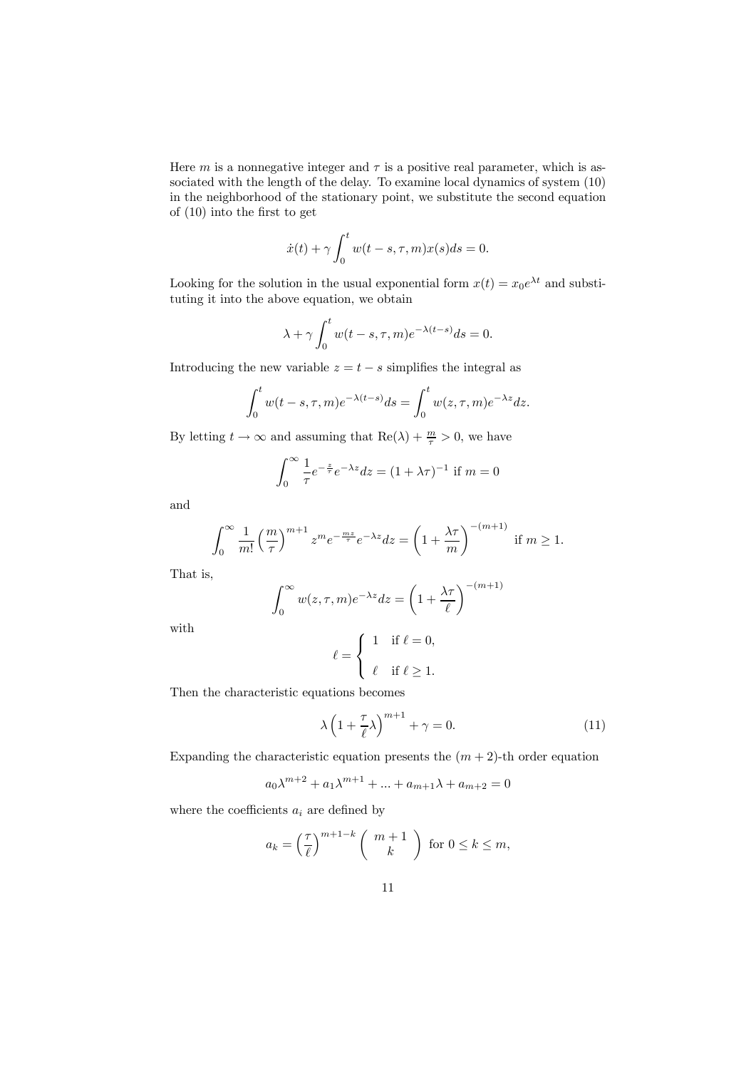Here $m$ is a nonnegative integer and $\tau$ is a positive real parameter, which is associated with the length of the delay. To examine local dynamics of system (10) in the neighborhood of the stationary point, we substitute the second equation of (10) into the first to get

$$\dot{x}(t) + \gamma \int_0^t w(t-s,\tau,m)x(s)ds = 0.$$

Looking for the solution in the usual exponential form $x(t) = x_0 e^{\lambda t}$ and substituting it into the above equation, we obtain

$$\lambda + \gamma \int_0^t w(t-s,\tau,m)e^{-\lambda(t-s)}ds = 0.$$

Introducing the new variable $z = t - s$ simplifies the integral as

$$\int_0^t w(t-s,\tau,m)e^{-\lambda(t-s)}ds = \int_0^t w(z,\tau,m)e^{-\lambda z}dz.$$

By letting $t \to \infty$ and assuming that $\mathrm{Re}(\lambda) + \frac{m}{\tau} > 0$, we have

$$\int_0^\infty \frac{1}{\tau} e^{-\frac{z}{\tau}} e^{-\lambda z} dz = (1 + \lambda\tau)^{-1} \text{ if } m = 0$$

and

$$\int_0^\infty \frac{1}{m!}\left(\frac{m}{\tau}\right)^{m+1} z^m e^{-\frac{mz}{\tau}} e^{-\lambda z} dz = \left(1 + \frac{\lambda\tau}{m}\right)^{-(m+1)} \text{ if } m \geq 1.$$

That is,

$$\int_0^\infty w(z,\tau,m)e^{-\lambda z}dz = \left(1 + \frac{\lambda\tau}{\ell}\right)^{-(m+1)}$$

with

$$\ell = \begin{cases} 1 & \text{if } \ell = 0, \\ \ell & \text{if } \ell \geq 1. \end{cases}$$

Then the characteristic equations becomes

$$\lambda\left(1 + \frac{\tau}{\ell}\lambda\right)^{m+1} + \gamma = 0. \tag{11}$$

Expanding the characteristic equation presents the $(m+2)$-th order equation

$$a_0\lambda^{m+2} + a_1\lambda^{m+1} + ... + a_{m+1}\lambda + a_{m+2} = 0$$

where the coefficients $a_i$ are defined by

$$a_k = \left(\frac{\tau}{\ell}\right)^{m+1-k} \binom{m+1}{k} \text{ for } 0 \leq k \leq m,$$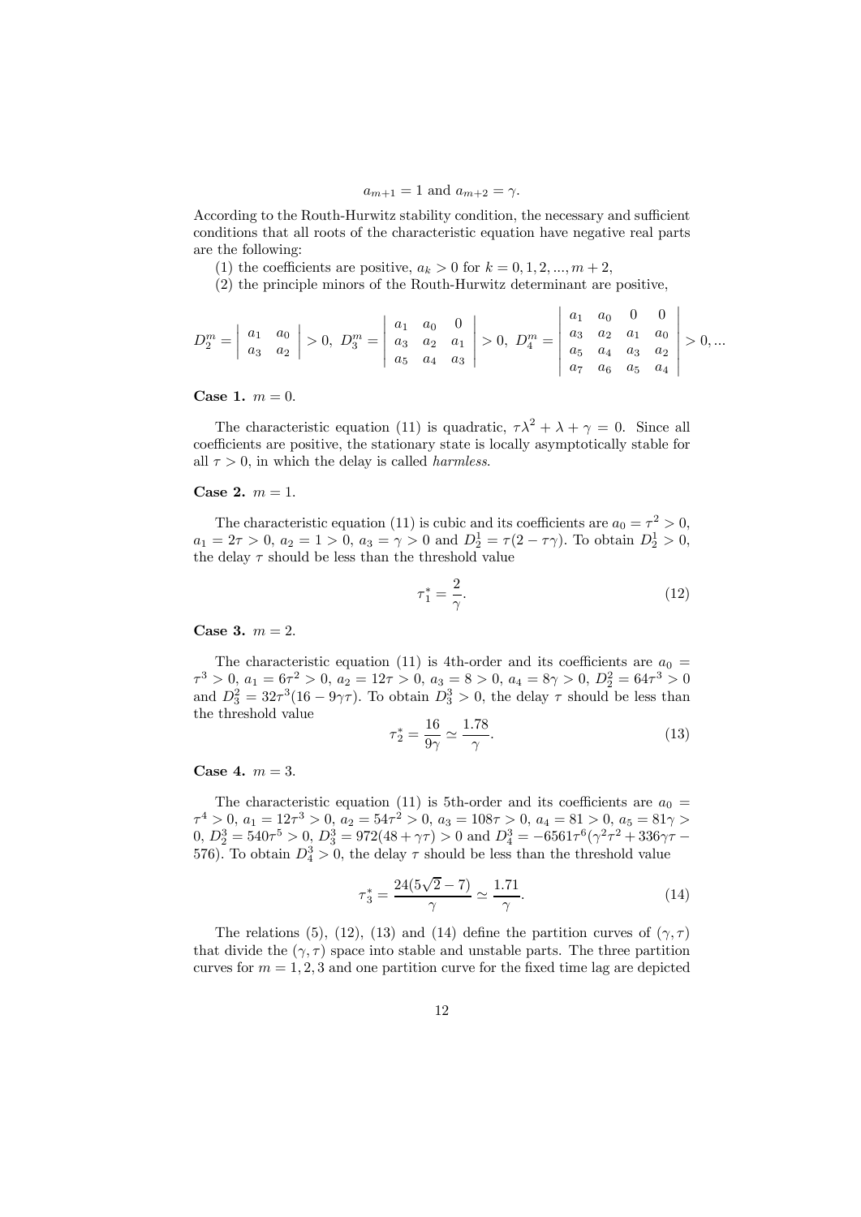$$a_{m+1} = 1 \text{ and } a_{m+2} = \gamma.$$

According to the Routh-Hurwitz stability condition, the necessary and sufficient conditions that all roots of the characteristic equation have negative real parts are the following:

(1) the coefficients are positive, $a_k > 0$ for $k = 0, 1, 2, ..., m+2$,

(2) the principle minors of the Routh-Hurwitz determinant are positive,

$$D_2^m = \begin{vmatrix} a_1 & a_0 \\ a_3 & a_2 \end{vmatrix} > 0,\ D_3^m = \begin{vmatrix} a_1 & a_0 & 0 \\ a_3 & a_2 & a_1 \\ a_5 & a_4 & a_3 \end{vmatrix} > 0,\ D_4^m = \begin{vmatrix} a_1 & a_0 & 0 & 0 \\ a_3 & a_2 & a_1 & a_0 \\ a_5 & a_4 & a_3 & a_2 \\ a_7 & a_6 & a_5 & a_4 \end{vmatrix} > 0, ...$$

**Case 1.** $m = 0$.

The characteristic equation (11) is quadratic, $\tau\lambda^2 + \lambda + \gamma = 0$. Since all coefficients are positive, the stationary state is locally asymptotically stable for all $\tau > 0$, in which the delay is called *harmless*.

**Case 2.** $m = 1$.

The characteristic equation (11) is cubic and its coefficients are $a_0 = \tau^2 > 0$, $a_1 = 2\tau > 0$, $a_2 = 1 > 0$, $a_3 = \gamma > 0$ and $D_2^1 = \tau(2 - \tau\gamma)$. To obtain $D_2^1 > 0$, the delay $\tau$ should be less than the threshold value

$$\tau_1^* = \frac{2}{\gamma}. \tag{12}$$

**Case 3.** $m = 2$.

The characteristic equation (11) is 4th-order and its coefficients are $a_0 = \tau^3 > 0$, $a_1 = 6\tau^2 > 0$, $a_2 = 12\tau > 0$, $a_3 = 8 > 0$, $a_4 = 8\gamma > 0$, $D_2^2 = 64\tau^3 > 0$ and $D_3^2 = 32\tau^3(16 - 9\gamma\tau)$. To obtain $D_3^2 > 0$, the delay $\tau$ should be less than the threshold value

$$\tau_2^* = \frac{16}{9\gamma} \simeq \frac{1.78}{\gamma}. \tag{13}$$

**Case 4.** $m = 3$.

The characteristic equation (11) is 5th-order and its coefficients are $a_0 = \tau^4 > 0$, $a_1 = 12\tau^3 > 0$, $a_2 = 54\tau^2 > 0$, $a_3 = 108\tau > 0$, $a_4 = 81 > 0$, $a_5 = 81\gamma > 0$, $D_2^3 = 540\tau^5 > 0$, $D_3^3 = 972(48 + \gamma\tau) > 0$ and $D_4^3 = -6561\tau^6(\gamma^2\tau^2 + 336\gamma\tau - 576)$. To obtain $D_4^3 > 0$, the delay $\tau$ should be less than the threshold value

$$\tau_3^* = \frac{24(5\sqrt{2} - 7)}{\gamma} \simeq \frac{1.71}{\gamma}. \tag{14}$$

The relations (5), (12), (13) and (14) define the partition curves of $(\gamma, \tau)$ that divide the $(\gamma, \tau)$ space into stable and unstable parts. The three partition curves for $m = 1, 2, 3$ and one partition curve for the fixed time lag are depicted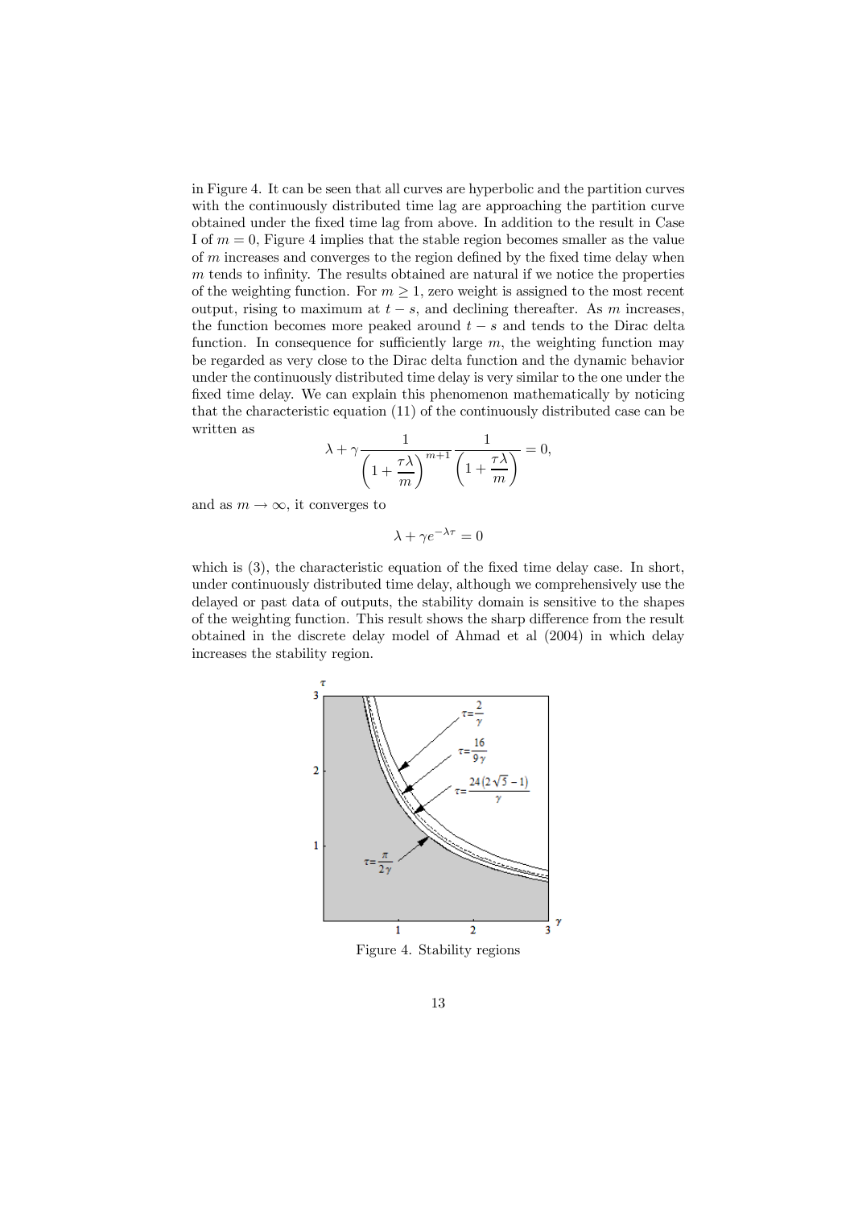in Figure 4. It can be seen that all curves are hyperbolic and the partition curves with the continuously distributed time lag are approaching the partition curve obtained under the fixed time lag from above. In addition to the result in Case I of $m = 0$, Figure 4 implies that the stable region becomes smaller as the value of $m$ increases and converges to the region defined by the fixed time delay when $m$ tends to infinity. The results obtained are natural if we notice the properties of the weighting function. For $m \geq 1$, zero weight is assigned to the most recent output, rising to maximum at $t - s$, and declining thereafter. As $m$ increases, the function becomes more peaked around $t - s$ and tends to the Dirac delta function. In consequence for sufficiently large $m$, the weighting function may be regarded as very close to the Dirac delta function and the dynamic behavior under the continuously distributed time delay is very similar to the one under the fixed time delay. We can explain this phenomenon mathematically by noticing that the characteristic equation (11) of the continuously distributed case can be written as

$$\lambda + \gamma \frac{1}{\left(1 + \dfrac{\tau\lambda}{m}\right)^{m+1}} \frac{1}{\left(1 + \dfrac{\tau\lambda}{m}\right)} = 0,$$

and as $m \to \infty$, it converges to

$$\lambda + \gamma e^{-\lambda\tau} = 0$$

which is (3), the characteristic equation of the fixed time delay case. In short, under continuously distributed time delay, although we comprehensively use the delayed or past data of outputs, the stability domain is sensitive to the shapes of the weighting function. This result shows the sharp difference from the result obtained in the discrete delay model of Ahmad et al (2004) in which delay increases the stability region.

Figure 4. Stability regions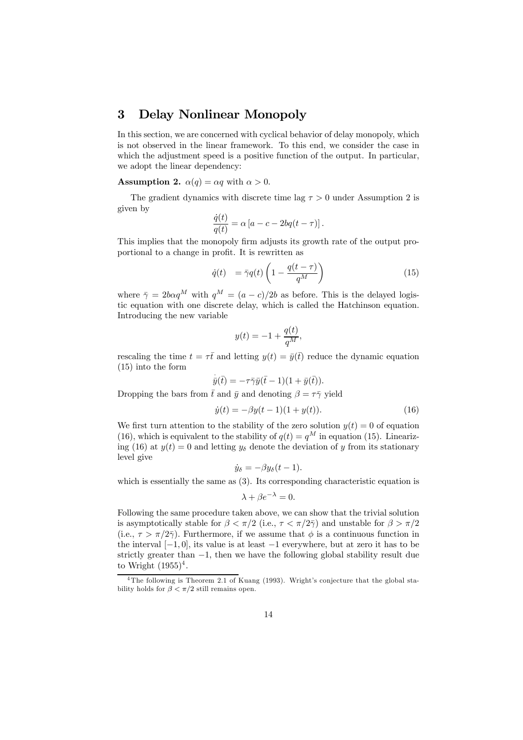# 3 Delay Nonlinear Monopoly

In this section, we are concerned with cyclical behavior of delay monopoly, which is not observed in the linear framework. To this end, we consider the case in which the adjustment speed is a positive function of the output. In particular, we adopt the linear dependency:

**Assumption 2.** $\alpha(q) = \alpha q$ with $\alpha > 0$.

The gradient dynamics with discrete time lag $\tau > 0$ under Assumption 2 is given by

$$\frac{\dot{q}(t)}{q(t)} = \alpha \left[ a - c - 2bq(t - \tau) \right].$$

This implies that the monopoly firm adjusts its growth rate of the output proportional to a change in profit. It is rewritten as

$$\dot{q}(t) \quad = \bar{\gamma} q(t) \left( 1 - \frac{q(t-\tau)}{q^M} \right) \tag{15}$$

where $\bar{\gamma} = 2b\alpha q^M$ with $q^M = (a-c)/2b$ as before. This is the delayed logistic equation with one discrete delay, which is called the Hatchinson equation. Introducing the new variable

$$y(t) = -1 + \frac{q(t)}{q^M},$$

rescaling the time $t = \tau \bar{t}$ and letting $y(t) = \bar{y}(\bar{t})$ reduce the dynamic equation (15) into the form

$$\dot{\bar{y}}(\bar{t}) = -\tau \bar{\gamma} \bar{y}(\bar{t} - 1)(1 + \bar{y}(\bar{t})).$$

Dropping the bars from $\bar{t}$ and $\bar{y}$ and denoting $\beta = \tau \bar{\gamma}$ yield

$$\dot{y}(t) = -\beta y(t-1)(1 + y(t)). \tag{16}$$

We first turn attention to the stability of the zero solution $y(t) = 0$ of equation (16), which is equivalent to the stability of $q(t) = q^M$ in equation (15). Linearizing (16) at $y(t) = 0$ and letting $y_\delta$ denote the deviation of $y$ from its stationary level give

$$\dot{y}_\delta = -\beta y_\delta(t-1).$$

which is essentially the same as (3). Its corresponding characteristic equation is

$$\lambda + \beta e^{-\lambda} = 0.$$

Following the same procedure taken above, we can show that the trivial solution is asymptotically stable for $\beta < \pi/2$ (i.e., $\tau < \pi/2\bar{\gamma}$) and unstable for $\beta > \pi/2$ (i.e., $\tau > \pi/2\bar{\gamma}$). Furthermore, if we assume that $\phi$ is a continuous function in the interval $[-1, 0]$, its value is at least $-1$ everywhere, but at zero it has to be strictly greater than $-1$, then we have the following global stability result due to Wright (1955)[4].

[4] The following is Theorem 2.1 of Kuang (1993). Wright's conjecture that the global stability holds for $\beta < \pi/2$ still remains open.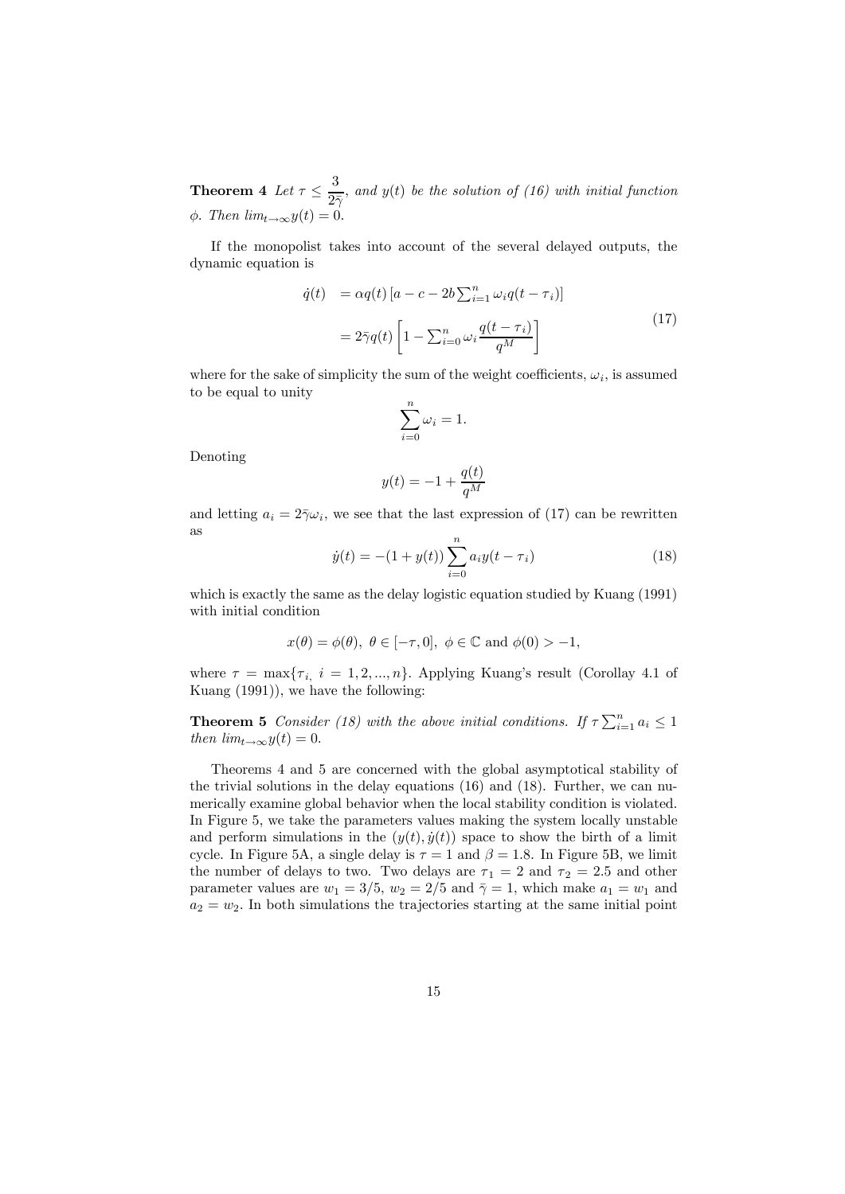**Theorem 4** *Let $\tau \leq \dfrac{3}{2\bar{\gamma}}$, and $y(t)$ be the solution of (16) with initial function $\phi$. Then $lim_{t\to\infty} y(t) = 0$.*

If the monopolist takes into account of the several delayed outputs, the dynamic equation is

$$
\begin{aligned}
\dot{q}(t) &= \alpha q(t) \left[a - c - 2b \sum_{i=1}^{n} \omega_i q(t - \tau_i)\right] \\
&= 2\bar{\gamma} q(t) \left[1 - \sum_{i=0}^{n} \omega_i \frac{q(t - \tau_i)}{q^M}\right]
\end{aligned}
\tag{17}
$$

where for the sake of simplicity the sum of the weight coefficients, $\omega_i$, is assumed to be equal to unity

$$
\sum_{i=0}^{n} \omega_i = 1.
$$

Denoting

$$
y(t) = -1 + \frac{q(t)}{q^M}
$$

and letting $a_i = 2\bar{\gamma}\omega_i$, we see that the last expression of (17) can be rewritten as

$$
\dot{y}(t) = -(1 + y(t)) \sum_{i=0}^{n} a_i y(t - \tau_i) \tag{18}
$$

which is exactly the same as the delay logistic equation studied by Kuang (1991) with initial condition

$$
x(\theta) = \phi(\theta),\ \theta \in [-\tau, 0],\ \phi \in \mathbb{C} \text{ and } \phi(0) > -1,
$$

where $\tau = \max\{\tau_i,\ i = 1, 2, ..., n\}$. Applying Kuang's result (Corollay 4.1 of Kuang (1991)), we have the following:

**Theorem 5** *Consider (18) with the above initial conditions. If $\tau \sum_{i=1}^{n} a_i \leq 1$ then $lim_{t\to\infty} y(t) = 0$.*

Theorems 4 and 5 are concerned with the global asymptotical stability of the trivial solutions in the delay equations (16) and (18). Further, we can numerically examine global behavior when the local stability condition is violated. In Figure 5, we take the parameters values making the system locally unstable and perform simulations in the $(y(t), \dot{y}(t))$ space to show the birth of a limit cycle. In Figure 5A, a single delay is $\tau = 1$ and $\beta = 1.8$. In Figure 5B, we limit the number of delays to two. Two delays are $\tau_1 = 2$ and $\tau_2 = 2.5$ and other parameter values are $w_1 = 3/5$, $w_2 = 2/5$ and $\bar{\gamma} = 1$, which make $a_1 = w_1$ and $a_2 = w_2$. In both simulations the trajectories starting at the same initial point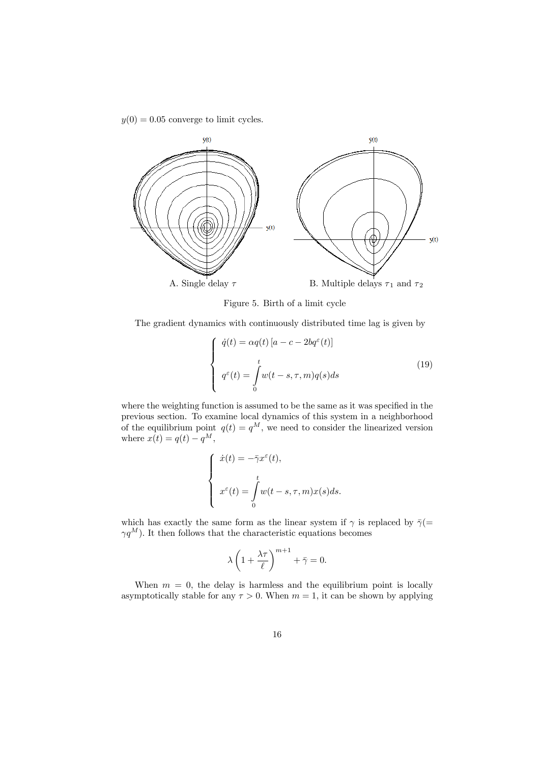$y(0) = 0.05$ converge to limit cycles.

A. Single delay $\tau$ B. Multiple delays $\tau_1$ and $\tau_2$

Figure 5. Birth of a limit cycle

The gradient dynamics with continuously distributed time lag is given by

$$
\left\{
\begin{array}{l}
\dot{q}(t) = \alpha q(t) \left[ a - c - 2bq^{\varepsilon}(t) \right] \\
\\
q^{\varepsilon}(t) = \displaystyle\int_0^t w(t-s, \tau, m) q(s) ds
\end{array}
\right.
\tag{19}
$$

where the weighting function is assumed to be the same as it was specified in the previous section. To examine local dynamics of this system in a neighborhood of the equilibrium point $q(t) = q^M$, we need to consider the linearized version where $x(t) = q(t) - q^M$,

$$
\left\{
\begin{array}{l}
\dot{x}(t) = -\bar{\gamma} x^{\varepsilon}(t), \\
\\
x^{\varepsilon}(t) = \displaystyle\int_0^t w(t-s, \tau, m) x(s) ds.
\end{array}
\right.
$$

which has exactly the same form as the linear system if $\gamma$ is replaced by $\bar{\gamma}(= \gamma q^M)$. It then follows that the characteristic equations becomes

$$
\lambda \left( 1 + \frac{\lambda \tau}{\ell} \right)^{m+1} + \bar{\gamma} = 0.
$$

When $m = 0$, the delay is harmless and the equilibrium point is locally asymptotically stable for any $\tau > 0$. When $m = 1$, it can be shown by applying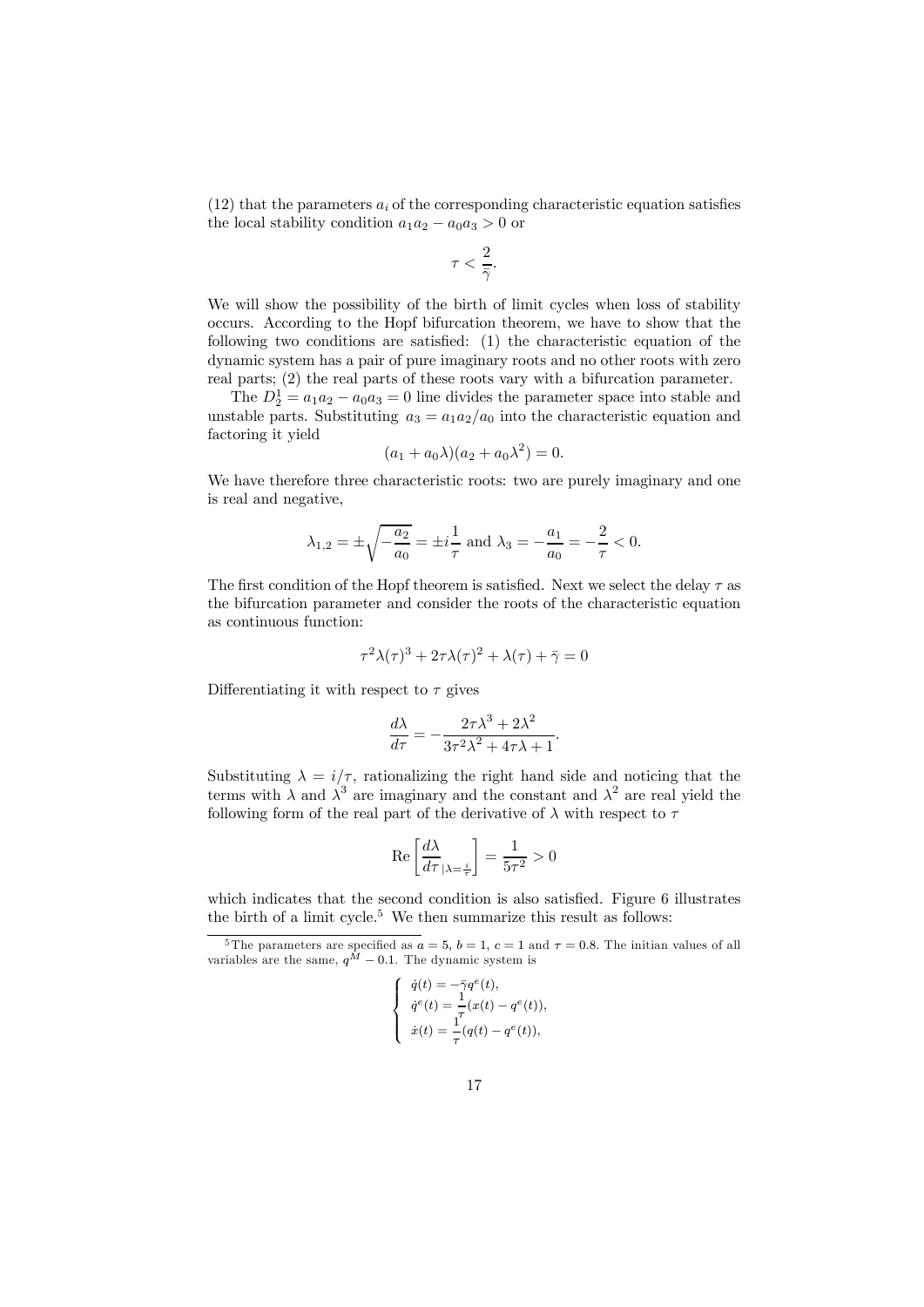(12) that the parameters $a_i$ of the corresponding characteristic equation satisfies the local stability condition $a_1 a_2 - a_0 a_3 > 0$ or

$$\tau < \frac{2}{\bar{\gamma}}.$$

We will show the possibility of the birth of limit cycles when loss of stability occurs. According to the Hopf bifurcation theorem, we have to show that the following two conditions are satisfied: (1) the characteristic equation of the dynamic system has a pair of pure imaginary roots and no other roots with zero real parts; (2) the real parts of these roots vary with a bifurcation parameter.

The $D_2^1 = a_1 a_2 - a_0 a_3 = 0$ line divides the parameter space into stable and unstable parts. Substituting $a_3 = a_1 a_2 / a_0$ into the characteristic equation and factoring it yield

$$(a_1 + a_0 \lambda)(a_2 + a_0 \lambda^2) = 0.$$

We have therefore three characteristic roots: two are purely imaginary and one is real and negative,

$$\lambda_{1,2} = \pm\sqrt{-\frac{a_2}{a_0}} = \pm i\frac{1}{\tau} \text{ and } \lambda_3 = -\frac{a_1}{a_0} = -\frac{2}{\tau} < 0.$$

The first condition of the Hopf theorem is satisfied. Next we select the delay $\tau$ as the bifurcation parameter and consider the roots of the characteristic equation as continuous function:

$$\tau^2 \lambda(\tau)^3 + 2\tau\lambda(\tau)^2 + \lambda(\tau) + \bar{\gamma} = 0$$

Differentiating it with respect to $\tau$ gives

$$\frac{d\lambda}{d\tau} = -\frac{2\tau\lambda^3 + 2\lambda^2}{3\tau^2\lambda^2 + 4\tau\lambda + 1}.$$

Substituting $\lambda = i/\tau$, rationalizing the right hand side and noticing that the terms with $\lambda$ and $\lambda^3$ are imaginary and the constant and $\lambda^2$ are real yield the following form of the real part of the derivative of $\lambda$ with respect to $\tau$

$$\mathrm{Re}\left[\frac{d\lambda}{d\tau}_{|\lambda = \frac{i}{\tau}}\right] = \frac{1}{5\tau^2} > 0$$

which indicates that the second condition is also satisfied. Figure 6 illustrates the birth of a limit cycle.[5] We then summarize this result as follows:

---

[5] The parameters are specified as $a = 5$, $b = 1$, $c = 1$ and $\tau = 0.8$. The initian values of all variables are the same, $q^M - 0.1$. The dynamic system is

$$\begin{cases} \dot{q}(t) = -\bar{\gamma} q^e(t), \\ \dot{q}^e(t) = \dfrac{1}{\tau}(x(t) - q^e(t)), \\ \dot{x}(t) = \dfrac{1}{\tau}(q(t) - q^e(t)), \end{cases}$$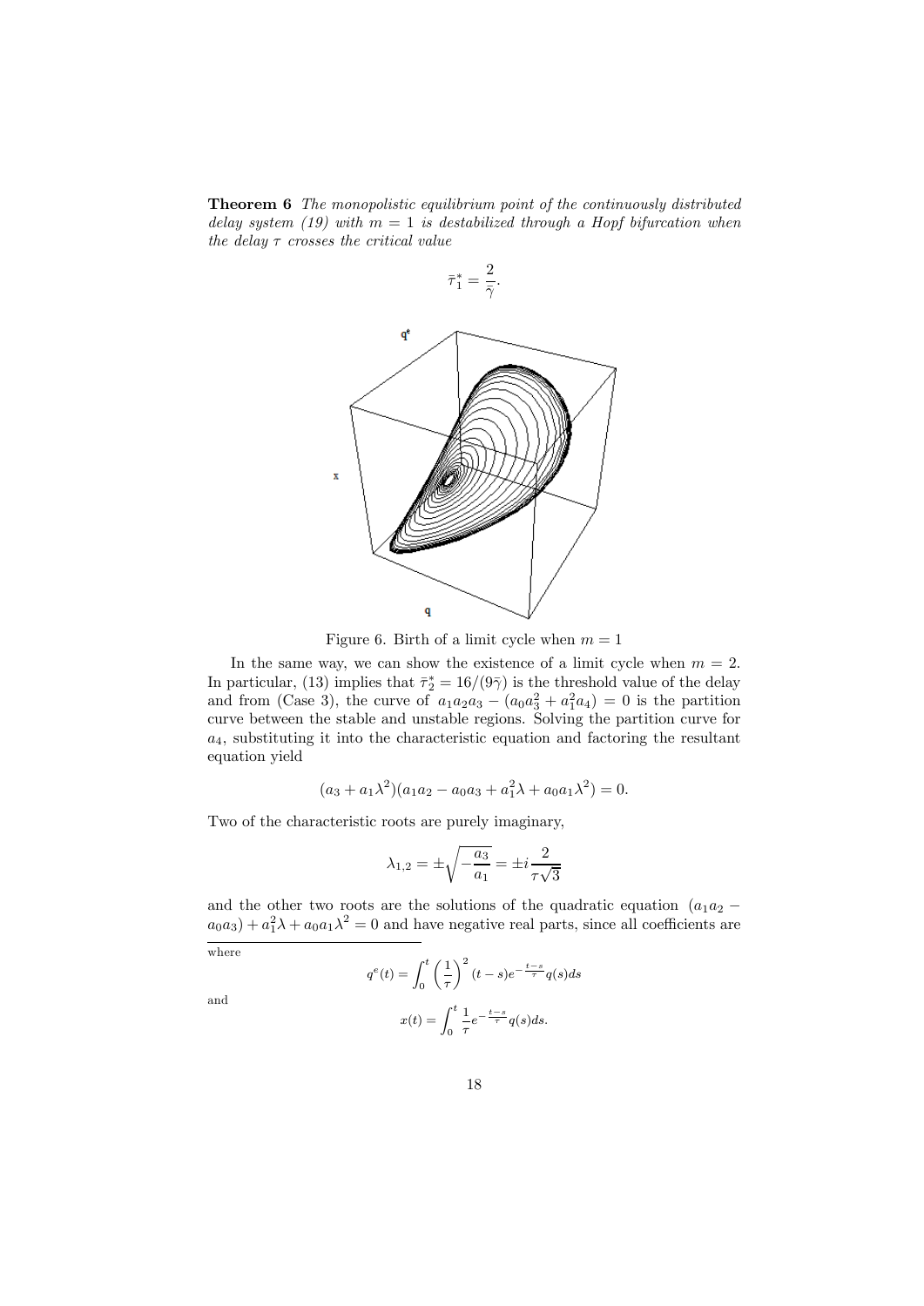**Theorem 6** *The monopolistic equilibrium point of the continuously distributed delay system (19) with $m = 1$ is destabilized through a Hopf bifurcation when the delay $\tau$ crosses the critical value*

$$\bar{\tau}_1^* = \frac{2}{\bar{\gamma}}.$$

Figure 6. Birth of a limit cycle when $m = 1$

In the same way, we can show the existence of a limit cycle when $m = 2$. In particular, (13) implies that $\bar{\tau}_2^* = 16/(9\bar{\gamma})$ is the threshold value of the delay and from (Case 3), the curve of $a_1a_2a_3 - (a_0a_3^2 + a_1^2a_4) = 0$ is the partition curve between the stable and unstable regions. Solving the partition curve for $a_4$, substituting it into the characteristic equation and factoring the resultant equation yield

$$(a_3 + a_1\lambda^2)(a_1a_2 - a_0a_3 + a_1^2\lambda + a_0a_1\lambda^2) = 0.$$

Two of the characteristic roots are purely imaginary,

$$\lambda_{1,2} = \pm\sqrt{-\frac{a_3}{a_1}} = \pm i\frac{2}{\tau\sqrt{3}}$$

and the other two roots are the solutions of the quadratic equation $(a_1a_2 - a_0a_3) + a_1^2\lambda + a_0a_1\lambda^2 = 0$ and have negative real parts, since all coefficients are

---

where

$$q^e(t) = \int_0^t \left(\frac{1}{\tau}\right)^2 (t-s)e^{-\frac{t-s}{\tau}}q(s)ds$$

and

$$x(t) = \int_0^t \frac{1}{\tau}e^{-\frac{t-s}{\tau}}q(s)ds.$$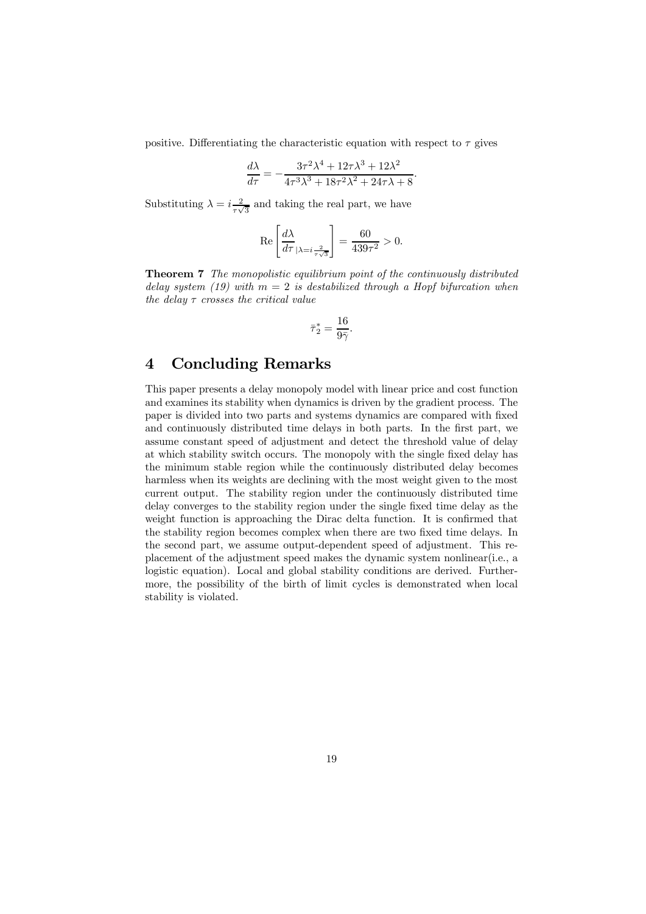positive. Differentiating the characteristic equation with respect to $\tau$ gives

$$\frac{d\lambda}{d\tau} = -\frac{3\tau^2\lambda^4 + 12\tau\lambda^3 + 12\lambda^2}{4\tau^3\lambda^3 + 18\tau^2\lambda^2 + 24\tau\lambda + 8}.$$

Substituting $\lambda = i\frac{2}{\tau\sqrt{3}}$ and taking the real part, we have

$$\mathrm{Re}\left[\frac{d\lambda}{d\tau}_{|\lambda = i\frac{2}{\tau\sqrt{3}}}\right] = \frac{60}{439\tau^2} > 0.$$

**Theorem 7** *The monopolistic equilibrium point of the continuously distributed delay system (19) with $m = 2$ is destabilized through a Hopf bifurcation when the delay $\tau$ crosses the critical value*

$$\bar{\tau}_2^* = \frac{16}{9\bar{\gamma}}.$$

# 4 Concluding Remarks

This paper presents a delay monopoly model with linear price and cost function and examines its stability when dynamics is driven by the gradient process. The paper is divided into two parts and systems dynamics are compared with fixed and continuously distributed time delays in both parts. In the first part, we assume constant speed of adjustment and detect the threshold value of delay at which stability switch occurs. The monopoly with the single fixed delay has the minimum stable region while the continuously distributed delay becomes harmless when its weights are declining with the most weight given to the most current output. The stability region under the continuously distributed time delay converges to the stability region under the single fixed time delay as the weight function is approaching the Dirac delta function. It is confirmed that the stability region becomes complex when there are two fixed time delays. In the second part, we assume output-dependent speed of adjustment. This replacement of the adjustment speed makes the dynamic system nonlinear(i.e., a logistic equation). Local and global stability conditions are derived. Furthermore, the possibility of the birth of limit cycles is demonstrated when local stability is violated.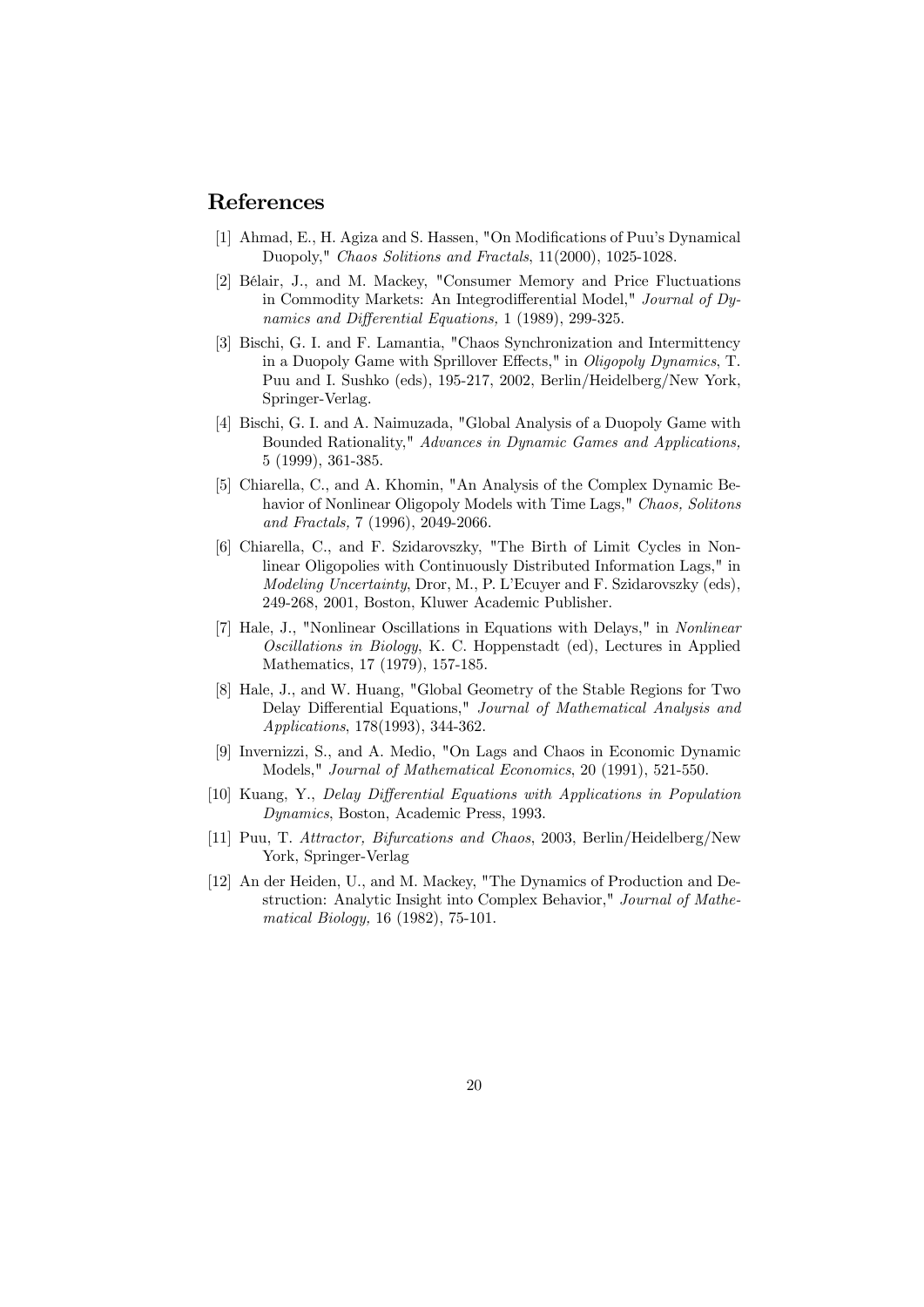## References

[1] Ahmad, E., H. Agiza and S. Hassen, "On Modifications of Puu's Dynamical Duopoly," *Chaos Solitions and Fractals*, 11(2000), 1025-1028.

[2] Bélair, J., and M. Mackey, "Consumer Memory and Price Fluctuations in Commodity Markets: An Integrodifferential Model," *Journal of Dynamics and Differential Equations,* 1 (1989), 299-325.

[3] Bischi, G. I. and F. Lamantia, "Chaos Synchronization and Intermittency in a Duopoly Game with Sprillover Effects," in *Oligopoly Dynamics*, T. Puu and I. Sushko (eds), 195-217, 2002, Berlin/Heidelberg/New York, Springer-Verlag.

[4] Bischi, G. I. and A. Naimuzada, "Global Analysis of a Duopoly Game with Bounded Rationality," *Advances in Dynamic Games and Applications,* 5 (1999), 361-385.

[5] Chiarella, C., and A. Khomin, "An Analysis of the Complex Dynamic Behavior of Nonlinear Oligopoly Models with Time Lags," *Chaos, Solitons and Fractals,* 7 (1996), 2049-2066.

[6] Chiarella, C., and F. Szidarovszky, "The Birth of Limit Cycles in Nonlinear Oligopolies with Continuously Distributed Information Lags," in *Modeling Uncertainty*, Dror, M., P. L'Ecuyer and F. Szidarovszky (eds), 249-268, 2001, Boston, Kluwer Academic Publisher.

[7] Hale, J., "Nonlinear Oscillations in Equations with Delays," in *Nonlinear Oscillations in Biology*, K. C. Hoppenstadt (ed), Lectures in Applied Mathematics, 17 (1979), 157-185.

[8] Hale, J., and W. Huang, "Global Geometry of the Stable Regions for Two Delay Differential Equations," *Journal of Mathematical Analysis and Applications*, 178(1993), 344-362.

[9] Invernizzi, S., and A. Medio, "On Lags and Chaos in Economic Dynamic Models," *Journal of Mathematical Economics*, 20 (1991), 521-550.

[10] Kuang, Y., *Delay Differential Equations with Applications in Population Dynamics*, Boston, Academic Press, 1993.

[11] Puu, T. *Attractor, Bifurcations and Chaos*, 2003, Berlin/Heidelberg/New York, Springer-Verlag

[12] An der Heiden, U., and M. Mackey, "The Dynamics of Production and Destruction: Analytic Insight into Complex Behavior," *Journal of Mathematical Biology,* 16 (1982), 75-101.